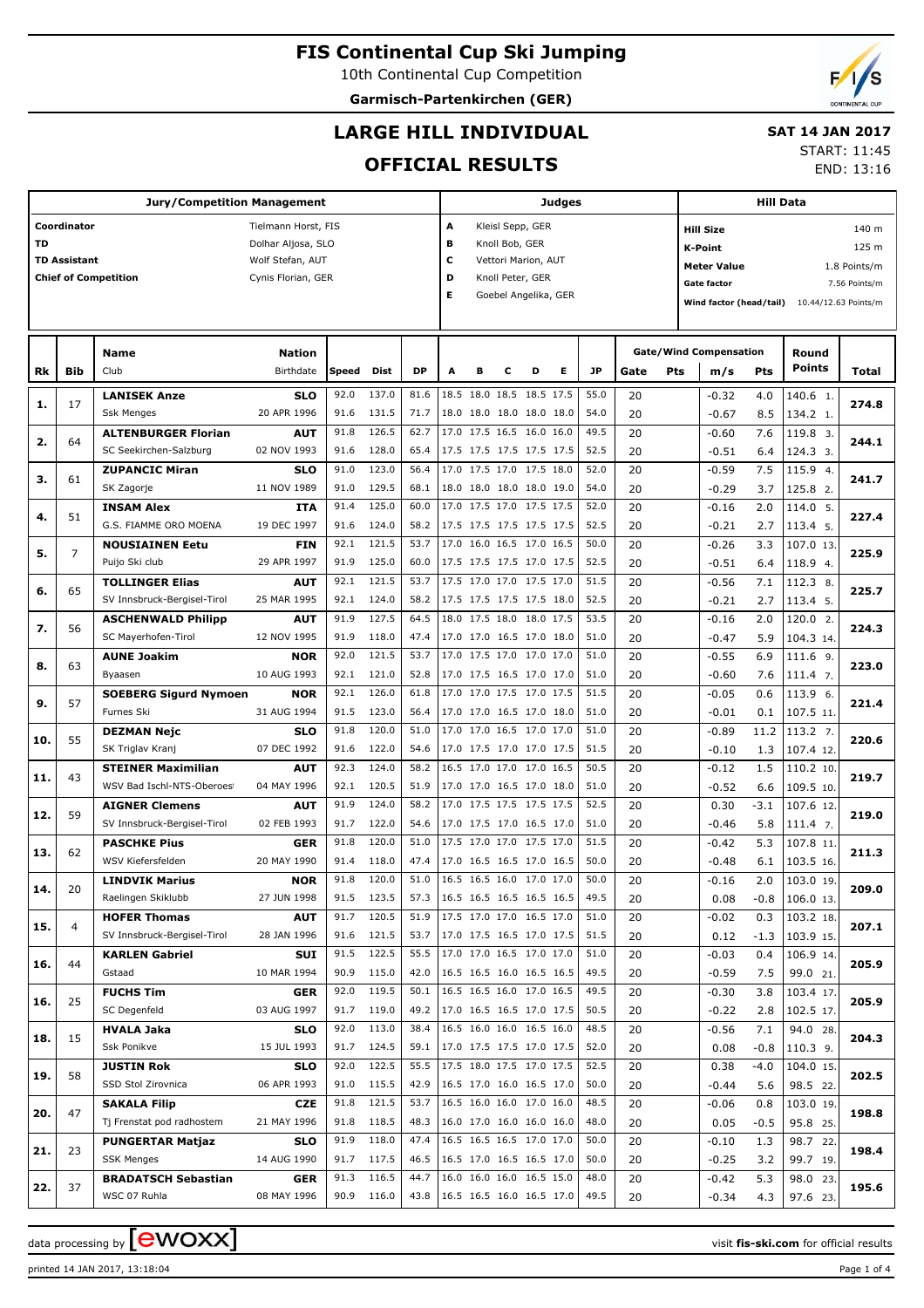# FIS Continental Cup Ski Jumping

10th Continental Cup Competition

**Garmisch-Partenkirchen (GER)**

## LARGE HILL INDIVIDUAL

## OFFICIAL RESULTS

**SAT 14 JAN 2017**

START: 11:45

END: 13:16

| Jury/Competition Management | |
|---|---|
| Coordinator | Tielmann Horst, FIS |
| TD | Dolhar Aljosa, SLO |
| TD Assistant | Wolf Stefan, AUT |
| Chief of Competition | Cynis Florian, GER |

| Judges | |
|---|---|
| A | Kleisl Sepp, GER |
| B | Knoll Bob, GER |
| C | Vettori Marion, AUT |
| D | Knoll Peter, GER |
| E | Goebel Angelika, GER |

| Hill Data | |
|---|---|
| Hill Size | 140 m |
| K-Point | 125 m |
| Meter Value | 1.8 Points/m |
| Gate factor | 7.56 Points/m |
| Wind factor (head/tail) | 10.44/12.63 Points/m |

| Rk | Bib | Name / Club | Nation / Birthdate | Speed | Dist | DP | A | B | C | D | E | JP | Gate | Pts | m/s | Pts | Round Points | Total |
|---|---|---|---|---|---|---|---|---|---|---|---|---|---|---|---|---|---|---|
| 1. | 17 | **LANISEK Anze** | **SLO** | 92.0 | 137.0 | 81.6 | 18.5 | 18.0 | 18.5 | 18.5 | 17.5 | 55.0 | 20 | | -0.32 | 4.0 | 140.6 1. | 274.8 |
| | | Ssk Menges | 20 APR 1996 | 91.6 | 131.5 | 71.7 | 18.0 | 18.0 | 18.0 | 18.0 | 18.0 | 54.0 | 20 | | -0.67 | 8.5 | 134.2 1. | |
| 2. | 64 | **ALTENBURGER Florian** | **AUT** | 91.8 | 126.5 | 62.7 | 17.0 | 17.5 | 16.5 | 16.0 | 16.0 | 49.5 | 20 | | -0.60 | 7.6 | 119.8 3. | 244.1 |
| | | SC Seekirchen-Salzburg | 02 NOV 1993 | 91.6 | 128.0 | 65.4 | 17.5 | 17.5 | 17.5 | 17.5 | 17.5 | 52.5 | 20 | | -0.51 | 6.4 | 124.3 3. | |
| 3. | 61 | **ZUPANCIC Miran** | **SLO** | 91.0 | 123.0 | 56.4 | 17.0 | 17.5 | 17.0 | 17.5 | 18.0 | 52.0 | 20 | | -0.59 | 7.5 | 115.9 4. | 241.7 |
| | | SK Zagorje | 11 NOV 1989 | 91.0 | 129.5 | 68.1 | 18.0 | 18.0 | 18.0 | 18.0 | 19.0 | 54.0 | 20 | | -0.29 | 3.7 | 125.8 2. | |
| 4. | 51 | **INSAM Alex** | **ITA** | 91.4 | 125.0 | 60.0 | 17.0 | 17.5 | 17.0 | 17.5 | 17.5 | 52.0 | 20 | | -0.16 | 2.0 | 114.0 5. | 227.4 |
| | | G.S. FIAMME ORO MOENA | 19 DEC 1997 | 91.6 | 124.0 | 58.2 | 17.5 | 17.5 | 17.5 | 17.5 | 17.5 | 52.5 | 20 | | -0.21 | 2.7 | 113.4 5. | |
| 5. | 7 | **NOUSIAINEN Eetu** | **FIN** | 92.1 | 121.5 | 53.7 | 17.0 | 16.0 | 16.5 | 17.0 | 16.5 | 50.0 | 20 | | -0.26 | 3.3 | 107.0 13. | 225.9 |
| | | Puijo Ski club | 29 APR 1997 | 91.9 | 125.0 | 60.0 | 17.5 | 17.5 | 17.5 | 17.0 | 17.5 | 52.5 | 20 | | -0.51 | 6.4 | 118.9 4. | |
| 6. | 65 | **TOLLINGER Elias** | **AUT** | 92.1 | 121.5 | 53.7 | 17.5 | 17.0 | 17.0 | 17.5 | 17.0 | 51.5 | 20 | | -0.56 | 7.1 | 112.3 8. | 225.7 |
| | | SV Innsbruck-Bergisel-Tirol | 25 MAR 1995 | 92.1 | 124.0 | 58.2 | 17.5 | 17.5 | 17.5 | 17.5 | 18.0 | 52.5 | 20 | | -0.21 | 2.7 | 113.4 5. | |
| 7. | 56 | **ASCHENWALD Philipp** | **AUT** | 91.9 | 127.5 | 64.5 | 18.0 | 17.5 | 18.0 | 18.0 | 17.5 | 53.5 | 20 | | -0.16 | 2.0 | 120.0 2. | 224.3 |
| | | SC Mayerhofen-Tirol | 12 NOV 1995 | 91.9 | 118.0 | 47.4 | 17.0 | 17.0 | 16.5 | 17.0 | 18.0 | 51.0 | 20 | | -0.47 | 5.9 | 104.3 14. | |
| 8. | 63 | **AUNE Joakim** | **NOR** | 92.0 | 121.5 | 53.7 | 17.0 | 17.5 | 17.0 | 17.0 | 17.0 | 51.0 | 20 | | -0.55 | 6.9 | 111.6 9. | 223.0 |
| | | Byaasen | 10 AUG 1993 | 92.1 | 121.0 | 52.8 | 17.0 | 17.5 | 16.5 | 17.0 | 17.0 | 51.0 | 20 | | -0.60 | 7.6 | 111.4 7. | |
| 9. | 57 | **SOEBERG Sigurd Nymoen** | **NOR** | 92.1 | 126.0 | 61.8 | 17.0 | 17.0 | 17.5 | 17.0 | 17.5 | 51.5 | 20 | | -0.05 | 0.6 | 113.9 6. | 221.4 |
| | | Furnes Ski | 31 AUG 1994 | 91.5 | 123.0 | 56.4 | 17.0 | 17.0 | 16.5 | 17.0 | 18.0 | 51.0 | 20 | | -0.01 | 0.1 | 107.5 11. | |
| 10. | 55 | **DEZMAN Nejc** | **SLO** | 91.8 | 120.0 | 51.0 | 17.0 | 17.0 | 16.5 | 17.0 | 17.0 | 51.0 | 20 | | -0.89 | 11.2 | 113.2 7. | 220.6 |
| | | SK Triglav Kranj | 07 DEC 1992 | 91.6 | 122.0 | 54.6 | 17.0 | 17.5 | 17.0 | 17.0 | 17.5 | 51.5 | 20 | | -0.10 | 1.3 | 107.4 12. | |
| 11. | 43 | **STEINER Maximilian** | **AUT** | 92.3 | 124.0 | 58.2 | 16.5 | 17.0 | 17.0 | 17.0 | 16.5 | 50.5 | 20 | | -0.12 | 1.5 | 110.2 10. | 219.7 |
| | | WSV Bad Ischl-NTS-Oberoes | 04 MAY 1996 | 92.1 | 120.5 | 51.9 | 17.0 | 17.0 | 16.5 | 17.0 | 18.0 | 51.0 | 20 | | -0.52 | 6.6 | 109.5 10. | |
| 12. | 59 | **AIGNER Clemens** | **AUT** | 91.9 | 124.0 | 58.2 | 17.0 | 17.5 | 17.5 | 17.5 | 17.5 | 52.5 | 20 | | 0.30 | -3.1 | 107.6 12. | 219.0 |
| | | SV Innsbruck-Bergisel-Tirol | 02 FEB 1993 | 91.7 | 122.0 | 54.6 | 17.0 | 17.5 | 17.0 | 16.5 | 17.0 | 51.0 | 20 | | -0.46 | 5.8 | 111.4 7. | |
| 13. | 62 | **PASCHKE Pius** | **GER** | 91.8 | 120.0 | 51.0 | 17.5 | 17.0 | 17.0 | 17.5 | 17.0 | 51.5 | 20 | | -0.42 | 5.3 | 107.8 11. | 211.3 |
| | | WSV Kiefersfelden | 20 MAY 1990 | 91.4 | 118.0 | 47.4 | 17.0 | 16.5 | 16.5 | 17.0 | 16.5 | 50.0 | 20 | | -0.48 | 6.1 | 103.5 16. | |
| 14. | 20 | **LINDVIK Marius** | **NOR** | 91.8 | 120.0 | 51.0 | 16.5 | 16.5 | 16.0 | 17.0 | 17.0 | 50.0 | 20 | | -0.16 | 2.0 | 103.0 19. | 209.0 |
| | | Raelingen Skiklubb | 27 JUN 1998 | 91.5 | 123.5 | 57.3 | 16.5 | 16.5 | 16.5 | 16.5 | 16.5 | 49.5 | 20 | | 0.08 | -0.8 | 106.0 13. | |
| 15. | 4 | **HOFER Thomas** | **AUT** | 91.7 | 120.5 | 51.9 | 17.5 | 17.0 | 17.0 | 16.5 | 17.0 | 51.0 | 20 | | -0.02 | 0.3 | 103.2 18. | 207.1 |
| | | SV Innsbruck-Bergisel-Tirol | 28 JAN 1996 | 91.6 | 121.5 | 53.7 | 17.0 | 17.5 | 16.5 | 17.0 | 17.5 | 51.5 | 20 | | 0.12 | -1.3 | 103.9 15. | |
| 16. | 44 | **KARLEN Gabriel** | **SUI** | 91.5 | 122.5 | 55.5 | 17.0 | 17.0 | 16.5 | 17.0 | 17.0 | 51.0 | 20 | | -0.03 | 0.4 | 106.9 14. | 205.9 |
| | | Gstaad | 10 MAR 1994 | 90.9 | 115.0 | 42.0 | 16.5 | 16.5 | 16.0 | 16.5 | 16.5 | 49.5 | 20 | | -0.59 | 7.5 | 99.0 21. | |
| 16. | 25 | **FUCHS Tim** | **GER** | 92.0 | 119.5 | 50.1 | 16.5 | 16.5 | 16.0 | 17.0 | 16.5 | 49.5 | 20 | | -0.30 | 3.8 | 103.4 17. | 205.9 |
| | | SC Degenfeld | 03 AUG 1997 | 91.7 | 119.0 | 49.2 | 17.0 | 16.5 | 16.5 | 17.0 | 17.5 | 50.5 | 20 | | -0.22 | 2.8 | 102.5 17. | |
| 18. | 15 | **HVALA Jaka** | **SLO** | 92.0 | 113.0 | 38.4 | 16.5 | 16.0 | 16.0 | 16.5 | 16.0 | 48.5 | 20 | | -0.56 | 7.1 | 94.0 28. | 204.3 |
| | | Ssk Ponikve | 15 JUL 1993 | 91.7 | 124.5 | 59.1 | 17.0 | 17.5 | 17.5 | 17.0 | 17.5 | 52.0 | 20 | | 0.08 | -0.8 | 110.3 9. | |
| 19. | 58 | **JUSTIN Rok** | **SLO** | 92.0 | 122.5 | 55.5 | 17.5 | 18.0 | 17.5 | 17.0 | 17.5 | 52.5 | 20 | | 0.38 | -4.0 | 104.0 15. | 202.5 |
| | | SSD Stol Zirovnica | 06 APR 1993 | 91.0 | 115.5 | 42.9 | 16.5 | 17.0 | 16.0 | 16.5 | 17.0 | 50.0 | 20 | | -0.44 | 5.6 | 98.5 22. | |
| 20. | 47 | **SAKALA Filip** | **CZE** | 91.8 | 121.5 | 53.7 | 16.5 | 16.0 | 16.0 | 17.0 | 16.0 | 48.5 | 20 | | -0.06 | 0.8 | 103.0 19. | 198.8 |
| | | Tj Frenstat pod radhostem | 21 MAY 1996 | 91.8 | 118.5 | 48.3 | 16.0 | 17.0 | 16.0 | 16.0 | 16.0 | 48.0 | 20 | | 0.05 | -0.5 | 95.8 25. | |
| 21. | 23 | **PUNGERTAR Matjaz** | **SLO** | 91.9 | 118.0 | 47.4 | 16.5 | 16.5 | 16.5 | 17.0 | 17.0 | 50.0 | 20 | | -0.10 | 1.3 | 98.7 22. | 198.4 |
| | | SSK Menges | 14 AUG 1990 | 91.7 | 117.5 | 46.5 | 16.5 | 17.0 | 16.5 | 16.5 | 17.0 | 50.0 | 20 | | -0.25 | 3.2 | 99.7 19. | |
| 22. | 37 | **BRADATSCH Sebastian** | **GER** | 91.3 | 116.5 | 44.7 | 16.0 | 16.0 | 16.0 | 16.5 | 15.0 | 48.0 | 20 | | -0.42 | 5.3 | 98.0 23. | 195.6 |
| | | WSC 07 Ruhla | 08 MAY 1996 | 90.9 | 116.0 | 43.8 | 16.5 | 16.5 | 16.0 | 16.5 | 17.0 | 49.5 | 20 | | -0.34 | 4.3 | 97.6 23. | |

data processing by EWOXX — visit fis-ski.com for official results

printed 14 JAN 2017, 13:18:04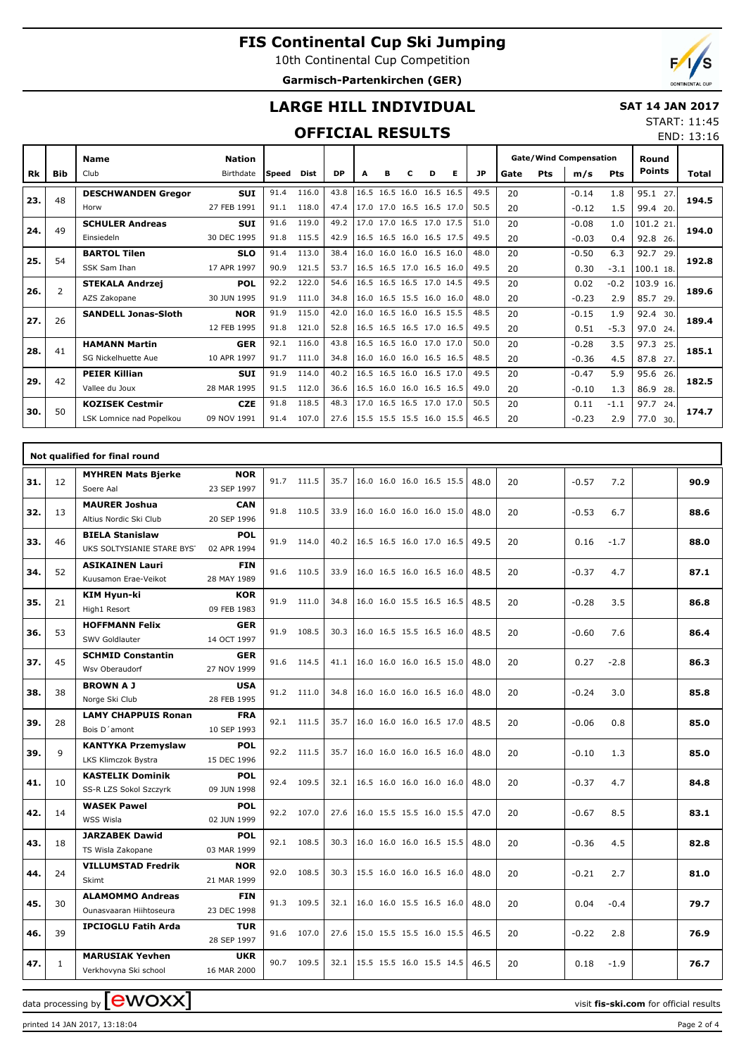# FIS Continental Cup Ski Jumping

10th Continental Cup Competition

**Garmisch-Partenkirchen (GER)**

## LARGE HILL INDIVIDUAL

**SAT 14 JAN 2017**

START: 11:45

END: 13:16

## OFFICIAL RESULTS

| Rk | Bib | Name / Club | Nation / Birthdate | Speed | Dist | DP | A | B | C | D | E | JP | Gate | Pts | m/s | Pts | Round Points | Total |
|---|---|---|---|---|---|---|---|---|---|---|---|---|---|---|---|---|---|---|
| 23. | 48 | **DESCHWANDEN Gregor** | **SUI** | 91.4 | 116.0 | 43.8 | 16.5 | 16.5 | 16.0 | 16.5 | 16.5 | 49.5 | 20 | | -0.14 | 1.8 | 95.1 27. | **194.5** |
| | | Horw | 27 FEB 1991 | 91.1 | 118.0 | 47.4 | 17.0 | 17.0 | 16.5 | 16.5 | 17.0 | 50.5 | 20 | | -0.12 | 1.5 | 99.4 20. | |
| 24. | 49 | **SCHULER Andreas** | **SUI** | 91.6 | 119.0 | 49.2 | 17.0 | 17.0 | 16.5 | 17.0 | 17.5 | 51.0 | 20 | | -0.08 | 1.0 | 101.2 21. | **194.0** |
| | | Einsiedeln | 30 DEC 1995 | 91.8 | 115.5 | 42.9 | 16.5 | 16.5 | 16.0 | 16.5 | 17.5 | 49.5 | 20 | | -0.03 | 0.4 | 92.8 26. | |
| 25. | 54 | **BARTOL Tilen** | **SLO** | 91.4 | 113.0 | 38.4 | 16.0 | 16.0 | 16.0 | 16.5 | 16.0 | 48.0 | 20 | | -0.50 | 6.3 | 92.7 29. | **192.8** |
| | | SSK Sam Ihan | 17 APR 1997 | 90.9 | 121.5 | 53.7 | 16.5 | 16.5 | 17.0 | 16.5 | 16.0 | 49.5 | 20 | | 0.30 | -3.1 | 100.1 18. | |
| 26. | 2 | **STEKALA Andrzej** | **POL** | 92.2 | 122.0 | 54.6 | 16.5 | 16.5 | 16.5 | 17.0 | 14.5 | 49.5 | 20 | | 0.02 | -0.2 | 103.9 16. | **189.6** |
| | | AZS Zakopane | 30 JUN 1995 | 91.9 | 111.0 | 34.8 | 16.0 | 16.5 | 15.5 | 16.0 | 16.0 | 48.0 | 20 | | -0.23 | 2.9 | 85.7 29. | |
| 27. | 26 | **SANDELL Jonas-Sloth** | **NOR** | 91.9 | 115.0 | 42.0 | 16.0 | 16.5 | 16.0 | 16.5 | 15.5 | 48.5 | 20 | | -0.15 | 1.9 | 92.4 30. | **189.4** |
| | | | 12 FEB 1995 | 91.8 | 121.0 | 52.8 | 16.5 | 16.5 | 16.5 | 17.0 | 16.5 | 49.5 | 20 | | 0.51 | -5.3 | 97.0 24. | |
| 28. | 41 | **HAMANN Martin** | **GER** | 92.1 | 116.0 | 43.8 | 16.5 | 16.5 | 16.0 | 17.0 | 17.0 | 50.0 | 20 | | -0.28 | 3.5 | 97.3 25. | **185.1** |
| | | SG Nickelhuette Aue | 10 APR 1997 | 91.7 | 111.0 | 34.8 | 16.0 | 16.0 | 16.0 | 16.5 | 16.5 | 48.5 | 20 | | -0.36 | 4.5 | 87.8 27. | |
| 29. | 42 | **PEIER Killian** | **SUI** | 91.9 | 114.0 | 40.2 | 16.5 | 16.5 | 16.0 | 16.5 | 17.0 | 49.5 | 20 | | -0.47 | 5.9 | 95.6 26. | **182.5** |
| | | Vallee du Joux | 28 MAR 1995 | 91.5 | 112.0 | 36.6 | 16.5 | 16.0 | 16.0 | 16.5 | 16.5 | 49.0 | 20 | | -0.10 | 1.3 | 86.9 28. | |
| 30. | 50 | **KOZISEK Cestmir** | **CZE** | 91.8 | 118.5 | 48.3 | 17.0 | 16.5 | 16.5 | 17.0 | 17.0 | 50.5 | 20 | | 0.11 | -1.1 | 97.7 24. | **174.7** |
| | | LSK Lomnice nad Popelkou | 09 NOV 1991 | 91.4 | 107.0 | 27.6 | 15.5 | 15.5 | 15.5 | 16.0 | 15.5 | 46.5 | 20 | | -0.23 | 2.9 | 77.0 30. | |

### Not qualified for final round

| Rk | Bib | Name / Club | Nation / Birthdate | Speed | Dist | DP | A | B | C | D | E | JP | Gate | Pts | m/s | Pts | Round Points | Total |
|---|---|---|---|---|---|---|---|---|---|---|---|---|---|---|---|---|---|---|
| 31. | 12 | **MYHREN Mats Bjerke** / Soere Aal | **NOR** / 23 SEP 1997 | 91.7 | 111.5 | 35.7 | 16.0 | 16.0 | 16.0 | 16.5 | 15.5 | 48.0 | 20 | | -0.57 | 7.2 | | **90.9** |
| 32. | 13 | **MAURER Joshua** / Altius Nordic Ski Club | **CAN** / 20 SEP 1996 | 91.8 | 110.5 | 33.9 | 16.0 | 16.0 | 16.0 | 16.0 | 15.0 | 48.0 | 20 | | -0.53 | 6.7 | | **88.6** |
| 33. | 46 | **BIELA Stanislaw** / UKS SOLTYSIANIE STARE BYST | **POL** / 02 APR 1994 | 91.9 | 114.0 | 40.2 | 16.5 | 16.5 | 16.0 | 17.0 | 16.5 | 49.5 | 20 | | 0.16 | -1.7 | | **88.0** |
| 34. | 52 | **ASIKAINEN Lauri** / Kuusamon Erae-Veikot | **FIN** / 28 MAY 1989 | 91.6 | 110.5 | 33.9 | 16.0 | 16.5 | 16.0 | 16.5 | 16.0 | 48.5 | 20 | | -0.37 | 4.7 | | **87.1** |
| 35. | 21 | **KIM Hyun-ki** / High1 Resort | **KOR** / 09 FEB 1983 | 91.9 | 111.0 | 34.8 | 16.0 | 16.0 | 15.5 | 16.5 | 16.5 | 48.5 | 20 | | -0.28 | 3.5 | | **86.8** |
| 36. | 53 | **HOFFMANN Felix** / SWV Goldlauter | **GER** / 14 OCT 1997 | 91.9 | 108.5 | 30.3 | 16.0 | 16.5 | 15.5 | 16.5 | 16.0 | 48.5 | 20 | | -0.60 | 7.6 | | **86.4** |
| 37. | 45 | **SCHMID Constantin** / Wsv Oberaudorf | **GER** / 27 NOV 1999 | 91.6 | 114.5 | 41.1 | 16.0 | 16.0 | 16.0 | 16.5 | 15.0 | 48.0 | 20 | | 0.27 | -2.8 | | **86.3** |
| 38. | 38 | **BROWN A J** / Norge Ski Club | **USA** / 28 FEB 1995 | 91.2 | 111.0 | 34.8 | 16.0 | 16.0 | 16.0 | 16.5 | 16.0 | 48.0 | 20 | | -0.24 | 3.0 | | **85.8** |
| 39. | 28 | **LAMY CHAPPUIS Ronan** / Bois D´amont | **FRA** / 10 SEP 1993 | 92.1 | 111.5 | 35.7 | 16.0 | 16.0 | 16.0 | 16.5 | 17.0 | 48.5 | 20 | | -0.06 | 0.8 | | **85.0** |
| 39. | 9 | **KANTYKA Przemyslaw** / LKS Klimczok Bystra | **POL** / 15 DEC 1996 | 92.2 | 111.5 | 35.7 | 16.0 | 16.0 | 16.0 | 16.5 | 16.0 | 48.0 | 20 | | -0.10 | 1.3 | | **85.0** |
| 41. | 10 | **KASTELIK Dominik** / SS-R LZS Sokol Szczyrk | **POL** / 09 JUN 1998 | 92.4 | 109.5 | 32.1 | 16.5 | 16.0 | 16.0 | 16.0 | 16.0 | 48.0 | 20 | | -0.37 | 4.7 | | **84.8** |
| 42. | 14 | **WASEK Pawel** / WSS Wisla | **POL** / 02 JUN 1999 | 92.2 | 107.0 | 27.6 | 16.0 | 15.5 | 15.5 | 16.0 | 15.5 | 47.0 | 20 | | -0.67 | 8.5 | | **83.1** |
| 43. | 18 | **JARZABEK Dawid** / TS Wisla Zakopane | **POL** / 03 MAR 1999 | 92.1 | 108.5 | 30.3 | 16.0 | 16.0 | 16.0 | 16.5 | 15.5 | 48.0 | 20 | | -0.36 | 4.5 | | **82.8** |
| 44. | 24 | **VILLUMSTAD Fredrik** / Skimt | **NOR** / 21 MAR 1999 | 92.0 | 108.5 | 30.3 | 15.5 | 16.0 | 16.0 | 16.5 | 16.0 | 48.0 | 20 | | -0.21 | 2.7 | | **81.0** |
| 45. | 30 | **ALAMOMMO Andreas** / Ounasvaaran Hiihtoseura | **FIN** / 23 DEC 1998 | 91.3 | 109.5 | 32.1 | 16.0 | 16.0 | 15.5 | 16.5 | 16.0 | 48.0 | 20 | | 0.04 | -0.4 | | **79.7** |
| 46. | 39 | **IPCIOGLU Fatih Arda** | **TUR** / 28 SEP 1997 | 91.6 | 107.0 | 27.6 | 15.0 | 15.5 | 15.5 | 16.0 | 15.5 | 46.5 | 20 | | -0.22 | 2.8 | | **76.9** |
| 47. | 1 | **MARUSIAK Yevhen** / Verkhovyna Ski school | **UKR** / 16 MAR 2000 | 90.7 | 109.5 | 32.1 | 15.5 | 15.5 | 16.0 | 15.5 | 14.5 | 46.5 | 20 | | 0.18 | -1.9 | | **76.7** |

data processing by ewoxx — visit **fis-ski.com** for official results

printed 14 JAN 2017, 13:18:04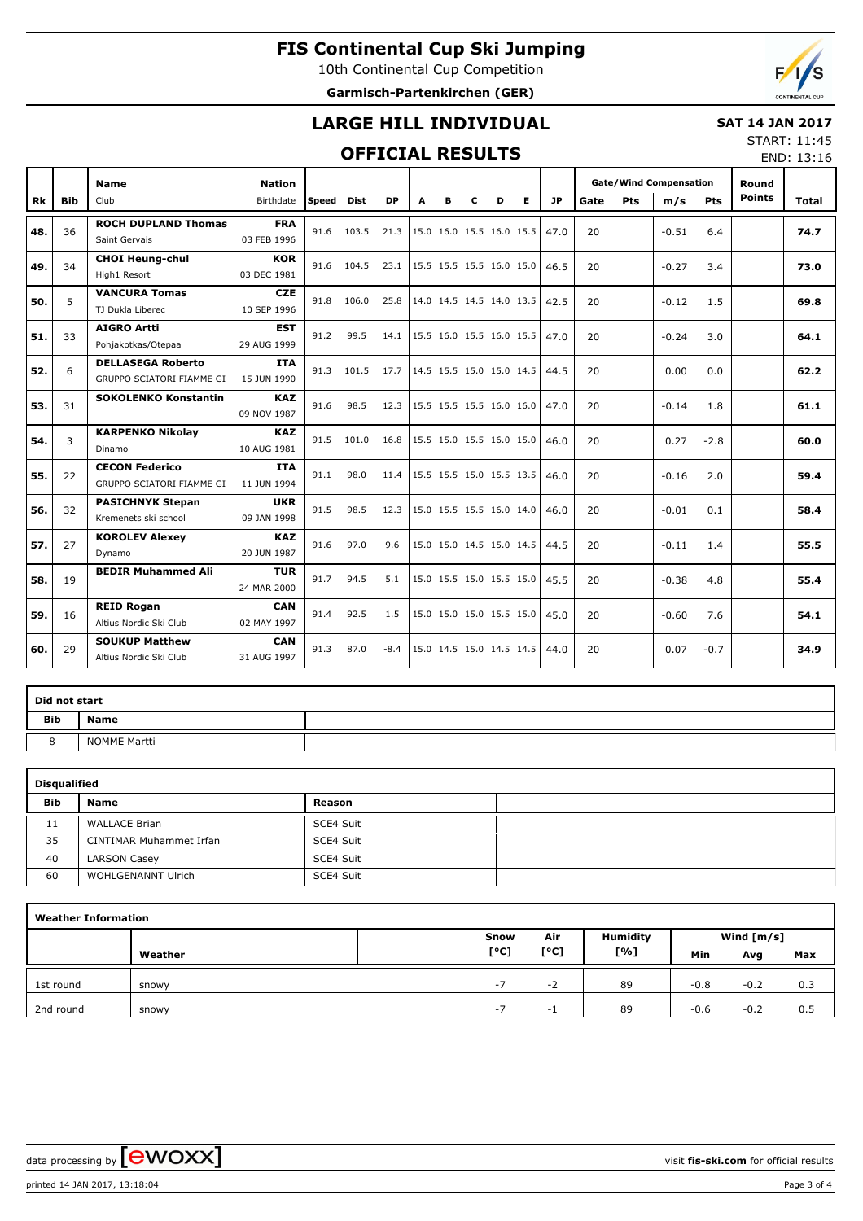# FIS Continental Cup Ski Jumping

10th Continental Cup Competition

**Garmisch-Partenkirchen (GER)**

## LARGE HILL INDIVIDUAL

## OFFICIAL RESULTS

**SAT 14 JAN 2017**

START: 11:45

END: 13:16

| Rk | Bib | Name / Club | Nation / Birthdate | Speed | Dist | DP | A | B | C | D | E | JP | Gate | Pts | m/s | Pts | Round Points | Total |
|---|---|---|---|---|---|---|---|---|---|---|---|---|---|---|---|---|---|---|
| | | | | | | | | | | | | | Gate/Wind Compensation | | | | | |
| 48. | 36 | **ROCH DUPLAND Thomas** Saint Gervais | **FRA** 03 FEB 1996 | 91.6 | 103.5 | 21.3 | 15.0 | 16.0 | 15.5 | 16.0 | 15.5 | 47.0 | 20 | | -0.51 | 6.4 | | **74.7** |
| 49. | 34 | **CHOI Heung-chul** High1 Resort | **KOR** 03 DEC 1981 | 91.6 | 104.5 | 23.1 | 15.5 | 15.5 | 15.5 | 16.0 | 15.0 | 46.5 | 20 | | -0.27 | 3.4 | | **73.0** |
| 50. | 5 | **VANCURA Tomas** TJ Dukla Liberec | **CZE** 10 SEP 1996 | 91.8 | 106.0 | 25.8 | 14.0 | 14.5 | 14.5 | 14.0 | 13.5 | 42.5 | 20 | | -0.12 | 1.5 | | **69.8** |
| 51. | 33 | **AIGRO Artti** Pohjakotkas/Otepaa | **EST** 29 AUG 1999 | 91.2 | 99.5 | 14.1 | 15.5 | 16.0 | 15.5 | 16.0 | 15.5 | 47.0 | 20 | | -0.24 | 3.0 | | **64.1** |
| 52. | 6 | **DELLASEGA Roberto** GRUPPO SCIATORI FIAMME GI. | **ITA** 15 JUN 1990 | 91.3 | 101.5 | 17.7 | 14.5 | 15.5 | 15.0 | 15.0 | 14.5 | 44.5 | 20 | | 0.00 | 0.0 | | **62.2** |
| 53. | 31 | **SOKOLENKO Konstantin** | **KAZ** 09 NOV 1987 | 91.6 | 98.5 | 12.3 | 15.5 | 15.5 | 15.5 | 16.0 | 16.0 | 47.0 | 20 | | -0.14 | 1.8 | | **61.1** |
| 54. | 3 | **KARPENKO Nikolay** Dinamo | **KAZ** 10 AUG 1981 | 91.5 | 101.0 | 16.8 | 15.5 | 15.0 | 15.5 | 16.0 | 15.0 | 46.0 | 20 | | 0.27 | -2.8 | | **60.0** |
| 55. | 22 | **CECON Federico** GRUPPO SCIATORI FIAMME GI. | **ITA** 11 JUN 1994 | 91.1 | 98.0 | 11.4 | 15.5 | 15.5 | 15.0 | 15.5 | 13.5 | 46.0 | 20 | | -0.16 | 2.0 | | **59.4** |
| 56. | 32 | **PASICHNYK Stepan** Kremenets ski school | **UKR** 09 JAN 1998 | 91.5 | 98.5 | 12.3 | 15.0 | 15.5 | 15.5 | 16.0 | 14.0 | 46.0 | 20 | | -0.01 | 0.1 | | **58.4** |
| 57. | 27 | **KOROLEV Alexey** Dynamo | **KAZ** 20 JUN 1987 | 91.6 | 97.0 | 9.6 | 15.0 | 15.0 | 14.5 | 15.0 | 14.5 | 44.5 | 20 | | -0.11 | 1.4 | | **55.5** |
| 58. | 19 | **BEDIR Muhammed Ali** | **TUR** 24 MAR 2000 | 91.7 | 94.5 | 5.1 | 15.0 | 15.5 | 15.0 | 15.5 | 15.0 | 45.5 | 20 | | -0.38 | 4.8 | | **55.4** |
| 59. | 16 | **REID Rogan** Altius Nordic Ski Club | **CAN** 02 MAY 1997 | 91.4 | 92.5 | 1.5 | 15.0 | 15.0 | 15.0 | 15.5 | 15.0 | 45.0 | 20 | | -0.60 | 7.6 | | **54.1** |
| 60. | 29 | **SOUKUP Matthew** Altius Nordic Ski Club | **CAN** 31 AUG 1997 | 91.3 | 87.0 | -8.4 | 15.0 | 14.5 | 15.0 | 14.5 | 14.5 | 44.0 | 20 | | 0.07 | -0.7 | | **34.9** |

**Did not start**

| Bib | Name |
|---|---|
| 8 | NOMME Martti |

**Disqualified**

| Bib | Name | Reason |
|---|---|---|
| 11 | WALLACE Brian | SCE4 Suit |
| 35 | CINTIMAR Muhammet Irfan | SCE4 Suit |
| 40 | LARSON Casey | SCE4 Suit |
| 60 | WOHLGENANNT Ulrich | SCE4 Suit |

**Weather Information**

| | Weather | Snow [°C] | Air [°C] | Humidity [%] | Wind [m/s] Min | Avg | Max |
|---|---|---|---|---|---|---|---|
| 1st round | snowy | -7 | -2 | 89 | -0.8 | -0.2 | 0.3 |
| 2nd round | snowy | -7 | -1 | 89 | -0.6 | -0.2 | 0.5 |

data processing by ewoxx — visit **fis-ski.com** for official results

printed 14 JAN 2017, 13:18:04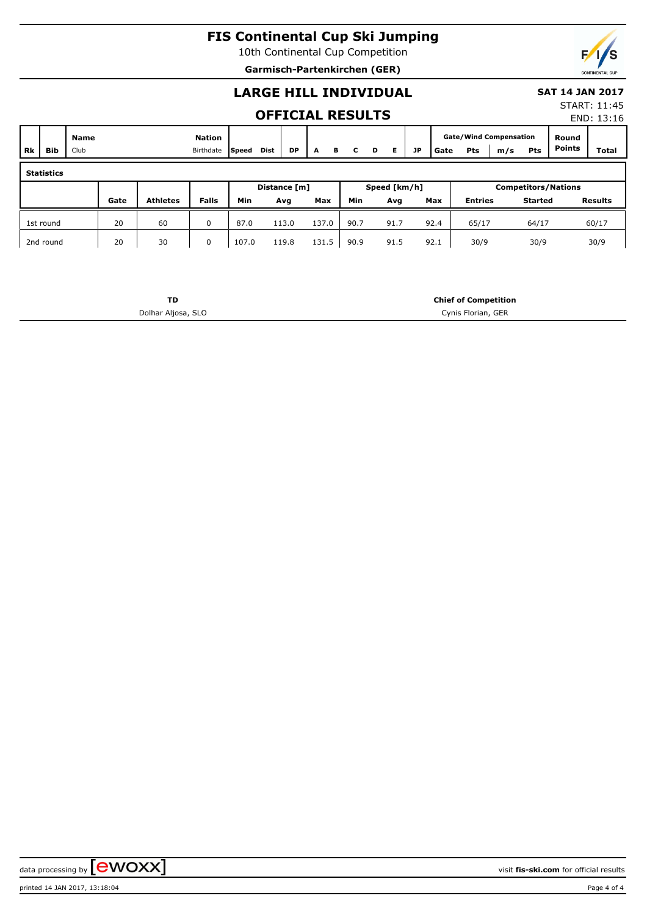# FIS Continental Cup Ski Jumping

10th Continental Cup Competition

**Garmisch-Partenkirchen (GER)**

## LARGE HILL INDIVIDUAL

**SAT 14 JAN 2017**

START: 11:45

END: 13:16

## OFFICIAL RESULTS

| Rk | Bib | Name<br>Club | Nation<br>Birthdate | Speed | Dist | DP | A | B | C | D | E | JP | Gate | Pts | m/s | Pts | Round Points | Total |
|---|---|---|---|---|---|---|---|---|---|---|---|---|---|---|---|---|---|---|

**Statistics**

| | Gate | Athletes | Falls | Distance [m] Min | Avg | Max | Speed [km/h] Min | Avg | Max | Competitors/Nations Entries | Started | Results |
|---|---|---|---|---|---|---|---|---|---|---|---|---|
| 1st round | 20 | 60 | 0 | 87.0 | 113.0 | 137.0 | 90.7 | 91.7 | 92.4 | 65/17 | 64/17 | 60/17 |
| 2nd round | 20 | 30 | 0 | 107.0 | 119.8 | 131.5 | 90.9 | 91.5 | 92.1 | 30/9 | 30/9 | 30/9 |

| TD | Chief of Competition |
|---|---|
| Dolhar Aljosa, SLO | Cynis Florian, GER |

data processing by ewoxx

visit **fis-ski.com** for official results

printed 14 JAN 2017, 13:18:04